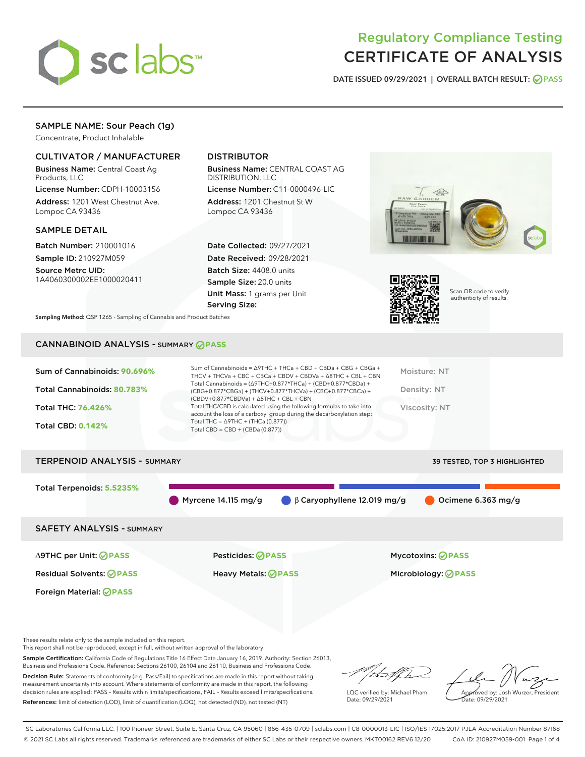# Regulatory Compliance Testing
# CERTIFICATE OF ANALYSIS

DATE ISSUED 09/29/2021 | OVERALL BATCH RESULT: PASS

## SAMPLE NAME: Sour Peach (1g)

Concentrate, Product Inhalable

### CULTIVATOR / MANUFACTURER

**Business Name:** Central Coast Ag Products, LLC

**License Number:** CDPH-10003156

**Address:** 1201 West Chestnut Ave. Lompoc CA 93436

### DISTRIBUTOR

**Business Name:** CENTRAL COAST AG DISTRIBUTION, LLC

**License Number:** C11-0000496-LIC

**Address:** 1201 Chestnut St W Lompoc CA 93436

### SAMPLE DETAIL

**Batch Number:** 210001016

**Sample ID:** 210927M059

**Source Metrc UID:** 1A4060300002EE1000020411

**Date Collected:** 09/27/2021

**Date Received:** 09/28/2021

**Batch Size:** 4408.0 units

**Sample Size:** 20.0 units

**Unit Mass:** 1 grams per Unit

**Serving Size:**

Scan QR code to verify authenticity of results.

**Sampling Method:** QSP 1265 - Sampling of Cannabis and Product Batches

## CANNABINOID ANALYSIS - SUMMARY PASS

**Sum of Cannabinoids:** 90.696%

**Total Cannabinoids:** 80.783%

**Total THC:** 76.426%

**Total CBD:** 0.142%

Sum of Cannabinoids = Δ9THC + THCa + CBD + CBDa + CBG + CBGa + THCV + THCVa + CBC + CBCa + CBDV + CBDVa + Δ8THC + CBL + CBN

Total Cannabinoids = (Δ9THC+0.877*THCa) + (CBD+0.877*CBDa) + (CBG+0.877*CBGa) + (THCV+0.877*THCVa) + (CBC+0.877*CBCa) + (CBDV+0.877*CBDVa) + Δ8THC + CBL + CBN

Total THC/CBD is calculated using the following formulas to take into account the loss of a carboxyl group during the decarboxylation step:

Total THC = Δ9THC + (THCa (0.877))

Total CBD = CBD + (CBDa (0.877))

Moisture: NT

Density: NT

Viscosity: NT

## TERPENOID ANALYSIS - SUMMARY

39 TESTED, TOP 3 HIGHLIGHTED

**Total Terpenoids:** 5.5235%

Myrcene 14.115 mg/g | β Caryophyllene 12.019 mg/g | Ocimene 6.363 mg/g

## SAFETY ANALYSIS - SUMMARY

Δ9THC per Unit: PASS

Pesticides: PASS

Mycotoxins: PASS

Residual Solvents: PASS

Heavy Metals: PASS

Microbiology: PASS

Foreign Material: PASS

These results relate only to the sample included on this report.
This report shall not be reproduced, except in full, without written approval of the laboratory.

**Sample Certification:** California Code of Regulations Title 16 Effect Date January 16, 2019. Authority: Section 26013, Business and Professions Code. Reference: Sections 26100, 26104 and 26110, Business and Professions Code.

**Decision Rule:** Statements of conformity (e.g. Pass/Fail) to specifications are made in this report without taking measurement uncertainty into account. Where statements of conformity are made in this report, the following decision rules are applied: PASS – Results within limits/specifications, FAIL – Results exceed limits/specifications.

**References:** limit of detection (LOD), limit of quantification (LOQ), not detected (ND), not tested (NT)

LQC verified by: Michael Pham
Date: 09/29/2021

Approved by: Josh Wurzer, President
Date: 09/29/2021

SC Laboratories California LLC. | 100 Pioneer Street, Suite E, Santa Cruz, CA 95060 | 866-435-0709 | sclabs.com | C8-0000013-LIC | ISO/IES 17025:2017 PJLA Accreditation Number 87168
© 2021 SC Labs all rights reserved. Trademarks referenced are trademarks of either SC Labs or their respective owners. MKT00162 REV6 12/20 CoA ID: 210927M059-001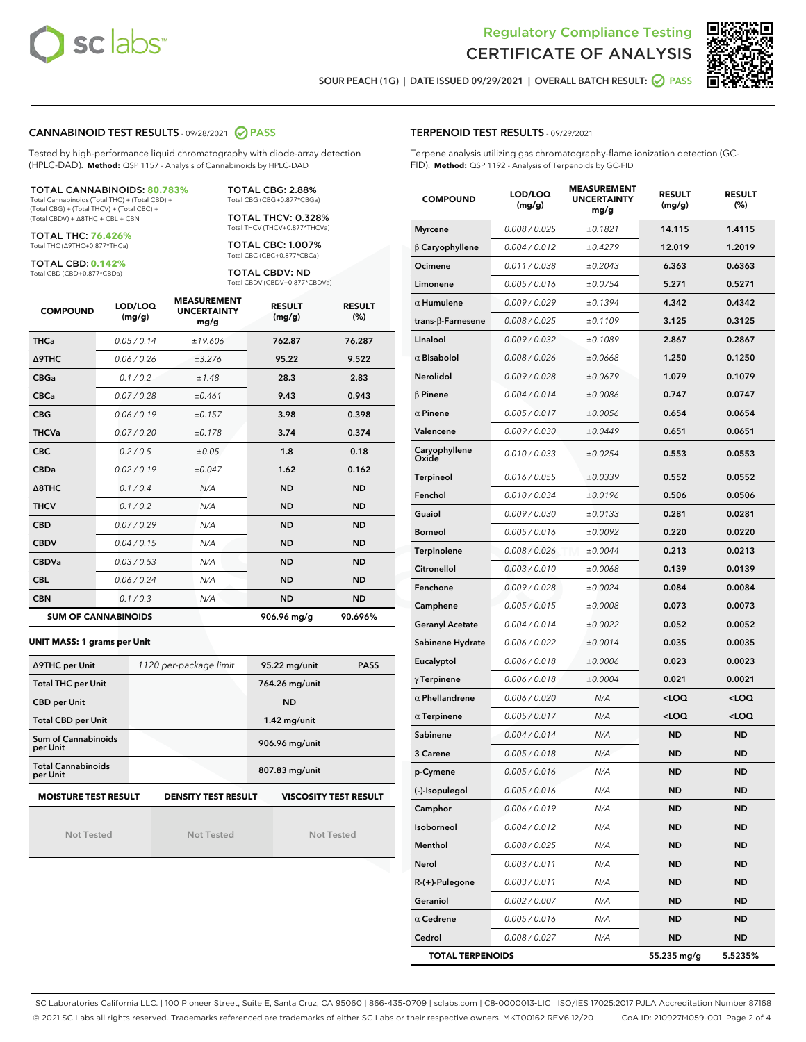# Regulatory Compliance Testing
# CERTIFICATE OF ANALYSIS

SOUR PEACH (1G) | DATE ISSUED 09/29/2021 | OVERALL BATCH RESULT: PASS

## CANNABINOID TEST RESULTS - 09/28/2021 PASS

Tested by high-performance liquid chromatography with diode-array detection (HPLC-DAD). **Method:** QSP 1157 - Analysis of Cannabinoids by HPLC-DAD

**TOTAL CANNABINOIDS: 80.783%**
Total Cannabinoids (Total THC) + (Total CBD) + (Total CBG) + (Total THCV) + (Total CBC) + (Total CBDV) + Δ8THC + CBL + CBN

**TOTAL THC: 76.426%**
Total THC (Δ9THC+0.877*THCa)

**TOTAL CBD: 0.142%**
Total CBD (CBD+0.877*CBDa)

**TOTAL CBG: 2.88%**
Total CBG (CBG+0.877*CBGa)

**TOTAL THCV: 0.328%**
Total THCV (THCV+0.877*THCVa)

**TOTAL CBC: 1.007%**
Total CBC (CBC+0.877*CBCa)

**TOTAL CBDV: ND**
Total CBDV (CBDV+0.877*CBDVa)

| COMPOUND | LOD/LOQ (mg/g) | MEASUREMENT UNCERTAINTY mg/g | RESULT (mg/g) | RESULT (%) |
|---|---|---|---|---|
| THCa | 0.05 / 0.14 | ±19.606 | 762.87 | 76.287 |
| Δ9THC | 0.06 / 0.26 | ±3.276 | 95.22 | 9.522 |
| CBGa | 0.1 / 0.2 | ±1.48 | 28.3 | 2.83 |
| CBCa | 0.07 / 0.28 | ±0.461 | 9.43 | 0.943 |
| CBG | 0.06 / 0.19 | ±0.157 | 3.98 | 0.398 |
| THCVa | 0.07 / 0.20 | ±0.178 | 3.74 | 0.374 |
| CBC | 0.2 / 0.5 | ±0.05 | 1.8 | 0.18 |
| CBDa | 0.02 / 0.19 | ±0.047 | 1.62 | 0.162 |
| Δ8THC | 0.1 / 0.4 | N/A | ND | ND |
| THCV | 0.1 / 0.2 | N/A | ND | ND |
| CBD | 0.07 / 0.29 | N/A | ND | ND |
| CBDV | 0.04 / 0.15 | N/A | ND | ND |
| CBDVa | 0.03 / 0.53 | N/A | ND | ND |
| CBL | 0.06 / 0.24 | N/A | ND | ND |
| CBN | 0.1 / 0.3 | N/A | ND | ND |
| **SUM OF CANNABINOIDS** | | | **906.96 mg/g** | **90.696%** |

### UNIT MASS: 1 grams per Unit

| | | | |
|---|---|---|---|
| Δ9THC per Unit | 1120 per-package limit | 95.22 mg/unit | PASS |
| Total THC per Unit | | 764.26 mg/unit | |
| CBD per Unit | | ND | |
| Total CBD per Unit | | 1.42 mg/unit | |
| Sum of Cannabinoids per Unit | | 906.96 mg/unit | |
| Total Cannabinoids per Unit | | 807.83 mg/unit | |

| MOISTURE TEST RESULT | DENSITY TEST RESULT | VISCOSITY TEST RESULT |
|---|---|---|
| Not Tested | Not Tested | Not Tested |

## TERPENOID TEST RESULTS - 09/29/2021

Terpene analysis utilizing gas chromatography-flame ionization detection (GC-FID). **Method:** QSP 1192 - Analysis of Terpenoids by GC-FID

| COMPOUND | LOD/LOQ (mg/g) | MEASUREMENT UNCERTAINTY mg/g | RESULT (mg/g) | RESULT (%) |
|---|---|---|---|---|
| Myrcene | 0.008 / 0.025 | ±0.1821 | 14.115 | 1.4115 |
| β Caryophyllene | 0.004 / 0.012 | ±0.4279 | 12.019 | 1.2019 |
| Ocimene | 0.011 / 0.038 | ±0.2043 | 6.363 | 0.6363 |
| Limonene | 0.005 / 0.016 | ±0.0754 | 5.271 | 0.5271 |
| α Humulene | 0.009 / 0.029 | ±0.1394 | 4.342 | 0.4342 |
| trans-β-Farnesene | 0.008 / 0.025 | ±0.1109 | 3.125 | 0.3125 |
| Linalool | 0.009 / 0.032 | ±0.1089 | 2.867 | 0.2867 |
| α Bisabolol | 0.008 / 0.026 | ±0.0668 | 1.250 | 0.1250 |
| Nerolidol | 0.009 / 0.028 | ±0.0679 | 1.079 | 0.1079 |
| β Pinene | 0.004 / 0.014 | ±0.0086 | 0.747 | 0.0747 |
| α Pinene | 0.005 / 0.017 | ±0.0056 | 0.654 | 0.0654 |
| Valencene | 0.009 / 0.030 | ±0.0449 | 0.651 | 0.0651 |
| Caryophyllene Oxide | 0.010 / 0.033 | ±0.0254 | 0.553 | 0.0553 |
| Terpineol | 0.016 / 0.055 | ±0.0339 | 0.552 | 0.0552 |
| Fenchol | 0.010 / 0.034 | ±0.0196 | 0.506 | 0.0506 |
| Guaiol | 0.009 / 0.030 | ±0.0133 | 0.281 | 0.0281 |
| Borneol | 0.005 / 0.016 | ±0.0092 | 0.220 | 0.0220 |
| Terpinolene | 0.008 / 0.026 | ±0.0044 | 0.213 | 0.0213 |
| Citronellol | 0.003 / 0.010 | ±0.0068 | 0.139 | 0.0139 |
| Fenchone | 0.009 / 0.028 | ±0.0024 | 0.084 | 0.0084 |
| Camphene | 0.005 / 0.015 | ±0.0008 | 0.073 | 0.0073 |
| Geranyl Acetate | 0.004 / 0.014 | ±0.0022 | 0.052 | 0.0052 |
| Sabinene Hydrate | 0.006 / 0.022 | ±0.0014 | 0.035 | 0.0035 |
| Eucalyptol | 0.006 / 0.018 | ±0.0006 | 0.023 | 0.0023 |
| γ Terpinene | 0.006 / 0.018 | ±0.0004 | 0.021 | 0.0021 |
| α Phellandrene | 0.006 / 0.020 | N/A | <LOQ | <LOQ |
| α Terpinene | 0.005 / 0.017 | N/A | <LOQ | <LOQ |
| Sabinene | 0.004 / 0.014 | N/A | ND | ND |
| 3 Carene | 0.005 / 0.018 | N/A | ND | ND |
| p-Cymene | 0.005 / 0.016 | N/A | ND | ND |
| (-)-Isopulegol | 0.005 / 0.016 | N/A | ND | ND |
| Camphor | 0.006 / 0.019 | N/A | ND | ND |
| Isoborneol | 0.004 / 0.012 | N/A | ND | ND |
| Menthol | 0.008 / 0.025 | N/A | ND | ND |
| Nerol | 0.003 / 0.011 | N/A | ND | ND |
| R-(+)-Pulegone | 0.003 / 0.011 | N/A | ND | ND |
| Geraniol | 0.002 / 0.007 | N/A | ND | ND |
| α Cedrene | 0.005 / 0.016 | N/A | ND | ND |
| Cedrol | 0.008 / 0.027 | N/A | ND | ND |
| **TOTAL TERPENOIDS** | | | **55.235 mg/g** | **5.5235%** |

SC Laboratories California LLC. | 100 Pioneer Street, Suite E, Santa Cruz, CA 95060 | 866-435-0709 | sclabs.com | C8-0000013-LIC | ISO/IES 17025:2017 PJLA Accreditation Number 87168
© 2021 SC Labs all rights reserved. Trademarks referenced are trademarks of either SC Labs or their respective owners. MKT00162 REV6 12/20 CoA ID: 210927M059-001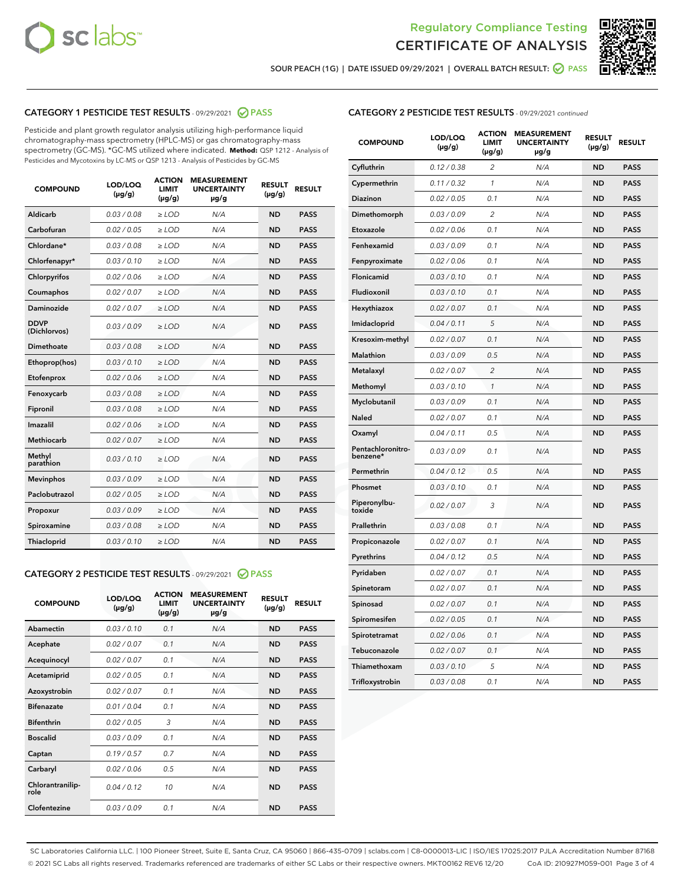Regulatory Compliance Testing

# CERTIFICATE OF ANALYSIS

SOUR PEACH (1G) | DATE ISSUED 09/29/2021 | OVERALL BATCH RESULT: PASS

## CATEGORY 1 PESTICIDE TEST RESULTS - 09/29/2021 PASS

Pesticide and plant growth regulator analysis utilizing high-performance liquid chromatography-mass spectrometry (HPLC-MS) or gas chromatography-mass spectrometry (GC-MS). *GC-MS utilized where indicated. **Method:** QSP 1212 - Analysis of Pesticides and Mycotoxins by LC-MS or QSP 1213 - Analysis of Pesticides by GC-MS

| COMPOUND | LOD/LOQ (µg/g) | ACTION LIMIT (µg/g) | MEASUREMENT UNCERTAINTY µg/g | RESULT (µg/g) | RESULT |
|---|---|---|---|---|---|
| Aldicarb | 0.03 / 0.08 | ≥ LOD | N/A | ND | PASS |
| Carbofuran | 0.02 / 0.05 | ≥ LOD | N/A | ND | PASS |
| Chlordane* | 0.03 / 0.08 | ≥ LOD | N/A | ND | PASS |
| Chlorfenapyr* | 0.03 / 0.10 | ≥ LOD | N/A | ND | PASS |
| Chlorpyrifos | 0.02 / 0.06 | ≥ LOD | N/A | ND | PASS |
| Coumaphos | 0.02 / 0.07 | ≥ LOD | N/A | ND | PASS |
| Daminozide | 0.02 / 0.07 | ≥ LOD | N/A | ND | PASS |
| DDVP (Dichlorvos) | 0.03 / 0.09 | ≥ LOD | N/A | ND | PASS |
| Dimethoate | 0.03 / 0.08 | ≥ LOD | N/A | ND | PASS |
| Ethoprop(hos) | 0.03 / 0.10 | ≥ LOD | N/A | ND | PASS |
| Etofenprox | 0.02 / 0.06 | ≥ LOD | N/A | ND | PASS |
| Fenoxycarb | 0.03 / 0.08 | ≥ LOD | N/A | ND | PASS |
| Fipronil | 0.03 / 0.08 | ≥ LOD | N/A | ND | PASS |
| Imazalil | 0.02 / 0.06 | ≥ LOD | N/A | ND | PASS |
| Methiocarb | 0.02 / 0.07 | ≥ LOD | N/A | ND | PASS |
| Methyl parathion | 0.03 / 0.10 | ≥ LOD | N/A | ND | PASS |
| Mevinphos | 0.03 / 0.09 | ≥ LOD | N/A | ND | PASS |
| Paclobutrazol | 0.02 / 0.05 | ≥ LOD | N/A | ND | PASS |
| Propoxur | 0.03 / 0.09 | ≥ LOD | N/A | ND | PASS |
| Spiroxamine | 0.03 / 0.08 | ≥ LOD | N/A | ND | PASS |
| Thiacloprid | 0.03 / 0.10 | ≥ LOD | N/A | ND | PASS |

## CATEGORY 2 PESTICIDE TEST RESULTS - 09/29/2021 PASS

| COMPOUND | LOD/LOQ (µg/g) | ACTION LIMIT (µg/g) | MEASUREMENT UNCERTAINTY µg/g | RESULT (µg/g) | RESULT |
|---|---|---|---|---|---|
| Abamectin | 0.03 / 0.10 | 0.1 | N/A | ND | PASS |
| Acephate | 0.02 / 0.07 | 0.1 | N/A | ND | PASS |
| Acequinocyl | 0.02 / 0.07 | 0.1 | N/A | ND | PASS |
| Acetamiprid | 0.02 / 0.05 | 0.1 | N/A | ND | PASS |
| Azoxystrobin | 0.02 / 0.07 | 0.1 | N/A | ND | PASS |
| Bifenazate | 0.01 / 0.04 | 0.1 | N/A | ND | PASS |
| Bifenthrin | 0.02 / 0.05 | 3 | N/A | ND | PASS |
| Boscalid | 0.03 / 0.09 | 0.1 | N/A | ND | PASS |
| Captan | 0.19 / 0.57 | 0.7 | N/A | ND | PASS |
| Carbaryl | 0.02 / 0.06 | 0.5 | N/A | ND | PASS |
| Chlorantraniliprole | 0.04 / 0.12 | 10 | N/A | ND | PASS |
| Clofentezine | 0.03 / 0.09 | 0.1 | N/A | ND | PASS |
| Cyfluthrin | 0.12 / 0.38 | 2 | N/A | ND | PASS |
| Cypermethrin | 0.11 / 0.32 | 1 | N/A | ND | PASS |
| Diazinon | 0.02 / 0.05 | 0.1 | N/A | ND | PASS |
| Dimethomorph | 0.03 / 0.09 | 2 | N/A | ND | PASS |
| Etoxazole | 0.02 / 0.06 | 0.1 | N/A | ND | PASS |
| Fenhexamid | 0.03 / 0.09 | 0.1 | N/A | ND | PASS |
| Fenpyroximate | 0.02 / 0.06 | 0.1 | N/A | ND | PASS |
| Flonicamid | 0.03 / 0.10 | 0.1 | N/A | ND | PASS |
| Fludioxonil | 0.03 / 0.10 | 0.1 | N/A | ND | PASS |
| Hexythiazox | 0.02 / 0.07 | 0.1 | N/A | ND | PASS |
| Imidacloprid | 0.04 / 0.11 | 5 | N/A | ND | PASS |
| Kresoxim-methyl | 0.02 / 0.07 | 0.1 | N/A | ND | PASS |
| Malathion | 0.03 / 0.09 | 0.5 | N/A | ND | PASS |
| Metalaxyl | 0.02 / 0.07 | 2 | N/A | ND | PASS |
| Methomyl | 0.03 / 0.10 | 1 | N/A | ND | PASS |
| Myclobutanil | 0.03 / 0.09 | 0.1 | N/A | ND | PASS |
| Naled | 0.02 / 0.07 | 0.1 | N/A | ND | PASS |
| Oxamyl | 0.04 / 0.11 | 0.5 | N/A | ND | PASS |
| Pentachloronitrobenzene* | 0.03 / 0.09 | 0.1 | N/A | ND | PASS |
| Permethrin | 0.04 / 0.12 | 0.5 | N/A | ND | PASS |
| Phosmet | 0.03 / 0.10 | 0.1 | N/A | ND | PASS |
| Piperonylbutoxide | 0.02 / 0.07 | 3 | N/A | ND | PASS |
| Prallethrin | 0.03 / 0.08 | 0.1 | N/A | ND | PASS |
| Propiconazole | 0.02 / 0.07 | 0.1 | N/A | ND | PASS |
| Pyrethrins | 0.04 / 0.12 | 0.5 | N/A | ND | PASS |
| Pyridaben | 0.02 / 0.07 | 0.1 | N/A | ND | PASS |
| Spinetoram | 0.02 / 0.07 | 0.1 | N/A | ND | PASS |
| Spinosad | 0.02 / 0.07 | 0.1 | N/A | ND | PASS |
| Spiromesifen | 0.02 / 0.05 | 0.1 | N/A | ND | PASS |
| Spirotetramat | 0.02 / 0.06 | 0.1 | N/A | ND | PASS |
| Tebuconazole | 0.02 / 0.07 | 0.1 | N/A | ND | PASS |
| Thiamethoxam | 0.03 / 0.10 | 5 | N/A | ND | PASS |
| Trifloxystrobin | 0.03 / 0.08 | 0.1 | N/A | ND | PASS |

SC Laboratories California LLC. | 100 Pioneer Street, Suite E, Santa Cruz, CA 95060 | 866-435-0709 | sclabs.com | C8-0000013-LIC | ISO/IES 17025:2017 PJLA Accreditation Number 87168
© 2021 SC Labs all rights reserved. Trademarks referenced are trademarks of either SC Labs or their respective owners. MKT00162 REV6 12/20 CoA ID: 210927M059-001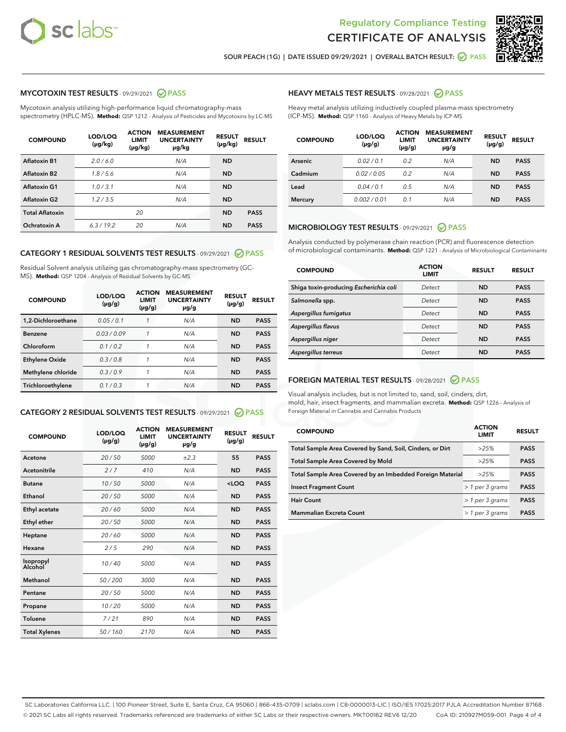Regulatory Compliance Testing
CERTIFICATE OF ANALYSIS

SOUR PEACH (1G) | DATE ISSUED 09/29/2021 | OVERALL BATCH RESULT: PASS

## MYCOTOXIN TEST RESULTS - 09/29/2021 PASS

Mycotoxin analysis utilizing high-performance liquid chromatography-mass spectrometry (HPLC-MS). **Method:** QSP 1212 - Analysis of Pesticides and Mycotoxins by LC-MS

| COMPOUND | LOD/LOQ (µg/kg) | ACTION LIMIT (µg/kg) | MEASUREMENT UNCERTAINTY µg/kg | RESULT (µg/kg) | RESULT |
|---|---|---|---|---|---|
| Aflatoxin B1 | 2.0 / 6.0 | | N/A | ND | |
| Aflatoxin B2 | 1.8 / 5.6 | | N/A | ND | |
| Aflatoxin G1 | 1.0 / 3.1 | | N/A | ND | |
| Aflatoxin G2 | 1.2 / 3.5 | | N/A | ND | |
| Total Aflatoxin | | 20 | | ND | PASS |
| Ochratoxin A | 6.3 / 19.2 | 20 | N/A | ND | PASS |

## CATEGORY 1 RESIDUAL SOLVENTS TEST RESULTS - 09/29/2021 PASS

Residual Solvent analysis utilizing gas chromatography-mass spectrometry (GC-MS). **Method:** QSP 1204 - Analysis of Residual Solvents by GC-MS

| COMPOUND | LOD/LOQ (µg/g) | ACTION LIMIT (µg/g) | MEASUREMENT UNCERTAINTY µg/g | RESULT (µg/g) | RESULT |
|---|---|---|---|---|---|
| 1,2-Dichloroethane | 0.05 / 0.1 | 1 | N/A | ND | PASS |
| Benzene | 0.03 / 0.09 | 1 | N/A | ND | PASS |
| Chloroform | 0.1 / 0.2 | 1 | N/A | ND | PASS |
| Ethylene Oxide | 0.3 / 0.8 | 1 | N/A | ND | PASS |
| Methylene chloride | 0.3 / 0.9 | 1 | N/A | ND | PASS |
| Trichloroethylene | 0.1 / 0.3 | 1 | N/A | ND | PASS |

## CATEGORY 2 RESIDUAL SOLVENTS TEST RESULTS - 09/29/2021 PASS

| COMPOUND | LOD/LOQ (µg/g) | ACTION LIMIT (µg/g) | MEASUREMENT UNCERTAINTY µg/g | RESULT (µg/g) | RESULT |
|---|---|---|---|---|---|
| Acetone | 20 / 50 | 5000 | ±2.3 | 55 | PASS |
| Acetonitrile | 2 / 7 | 410 | N/A | ND | PASS |
| Butane | 10 / 50 | 5000 | N/A | <LOQ | PASS |
| Ethanol | 20 / 50 | 5000 | N/A | ND | PASS |
| Ethyl acetate | 20 / 60 | 5000 | N/A | ND | PASS |
| Ethyl ether | 20 / 50 | 5000 | N/A | ND | PASS |
| Heptane | 20 / 60 | 5000 | N/A | ND | PASS |
| Hexane | 2 / 5 | 290 | N/A | ND | PASS |
| Isopropyl Alcohol | 10 / 40 | 5000 | N/A | ND | PASS |
| Methanol | 50 / 200 | 3000 | N/A | ND | PASS |
| Pentane | 20 / 50 | 5000 | N/A | ND | PASS |
| Propane | 10 / 20 | 5000 | N/A | ND | PASS |
| Toluene | 7 / 21 | 890 | N/A | ND | PASS |
| Total Xylenes | 50 / 160 | 2170 | N/A | ND | PASS |

## HEAVY METALS TEST RESULTS - 09/28/2021 PASS

Heavy metal analysis utilizing inductively coupled plasma-mass spectrometry (ICP-MS). **Method:** QSP 1160 - Analysis of Heavy Metals by ICP-MS

| COMPOUND | LOD/LOQ (µg/g) | ACTION LIMIT (µg/g) | MEASUREMENT UNCERTAINTY µg/g | RESULT (µg/g) | RESULT |
|---|---|---|---|---|---|
| Arsenic | 0.02 / 0.1 | 0.2 | N/A | ND | PASS |
| Cadmium | 0.02 / 0.05 | 0.2 | N/A | ND | PASS |
| Lead | 0.04 / 0.1 | 0.5 | N/A | ND | PASS |
| Mercury | 0.002 / 0.01 | 0.1 | N/A | ND | PASS |

## MICROBIOLOGY TEST RESULTS - 09/29/2021 PASS

Analysis conducted by polymerase chain reaction (PCR) and fluorescence detection of microbiological contaminants. **Method:** QSP 1221 - Analysis of Microbiological Contaminants

| COMPOUND | ACTION LIMIT | RESULT | RESULT |
|---|---|---|---|
| Shiga toxin-producing *Escherichia coli* | Detect | ND | PASS |
| *Salmonella* spp. | Detect | ND | PASS |
| *Aspergillus fumigatus* | Detect | ND | PASS |
| *Aspergillus flavus* | Detect | ND | PASS |
| *Aspergillus niger* | Detect | ND | PASS |
| *Aspergillus terreus* | Detect | ND | PASS |

## FOREIGN MATERIAL TEST RESULTS - 09/28/2021 PASS

Visual analysis includes, but is not limited to, sand, soil, cinders, dirt, mold, hair, insect fragments, and mammalian excreta. **Method:** QSP 1226 - Analysis of Foreign Material in Cannabis and Cannabis Products

| COMPOUND | ACTION LIMIT | RESULT |
|---|---|---|
| Total Sample Area Covered by Sand, Soil, Cinders, or Dirt | >25% | PASS |
| Total Sample Area Covered by Mold | >25% | PASS |
| Total Sample Area Covered by an Imbedded Foreign Material | >25% | PASS |
| Insect Fragment Count | > 1 per 3 grams | PASS |
| Hair Count | > 1 per 3 grams | PASS |
| Mammalian Excreta Count | > 1 per 3 grams | PASS |

SC Laboratories California LLC. | 100 Pioneer Street, Suite E, Santa Cruz, CA 95060 | 866-435-0709 | sclabs.com | C8-0000013-LIC | ISO/IES 17025:2017 PJLA Accreditation Number 87168
© 2021 SC Labs all rights reserved. Trademarks referenced are trademarks of either SC Labs or their respective owners. MKT00162 REV6 12/20 CoA ID: 210927M059-001